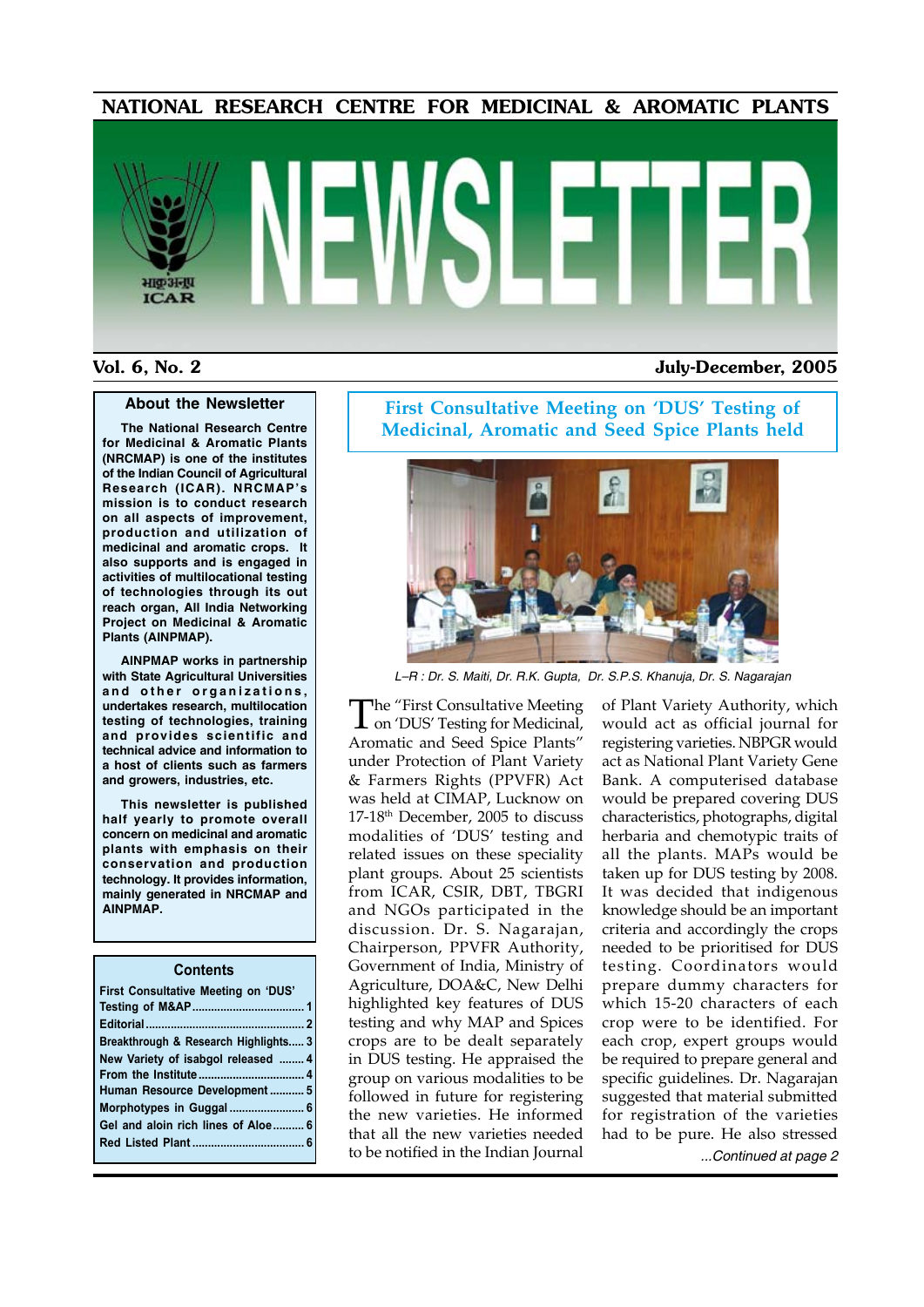# NATIONAL RESEARCH CENTRE FOR MEDICINAL & AROMATIC PLANTS

# NEWSLETTER

**Vol. 6, No. 2** — **July-December, 2005**

## About the Newsletter

**The National Research Centre for Medicinal & Aromatic Plants (NRCMAP) is one of the institutes of the Indian Council of Agricultural Research (ICAR). NRCMAP's mission is to conduct research on all aspects of improvement, production and utilization of medicinal and aromatic crops. It also supports and is engaged in activities of multilocational testing of technologies through its out reach organ, All India Networking Project on Medicinal & Aromatic Plants (AINPMAP).**

**AINPMAP works in partnership with State Agricultural Universities and other organizations, undertakes research, multilocation testing of technologies, training and provides scientific and technical advice and information to a host of clients such as farmers and growers, industries, etc.**

**This newsletter is published half yearly to promote overall concern on medicinal and aromatic plants with emphasis on their conservation and production technology. It provides information, mainly generated in NRCMAP and AINPMAP.**

## Contents

| | |
|---|---|
| First Consultative Meeting on 'DUS' Testing of M&AP | 1 |
| Editorial | 2 |
| Breakthrough & Research Highlights | 3 |
| New Variety of isabgol released | 4 |
| From the Institute | 4 |
| Human Resource Development | 5 |
| Morphotypes in Guggal | 6 |
| Gel and aloin rich lines of Aloe | 6 |
| Red Listed Plant | 6 |

## First Consultative Meeting on 'DUS' Testing of Medicinal, Aromatic and Seed Spice Plants held

*L–R : Dr. S. Maiti, Dr. R.K. Gupta, Dr. S.P.S. Khanuja, Dr. S. Nagarajan*

The "First Consultative Meeting on 'DUS' Testing for Medicinal, Aromatic and Seed Spice Plants" under Protection of Plant Variety & Farmers Rights (PPVFR) Act was held at CIMAP, Lucknow on 17-18th December, 2005 to discuss modalities of 'DUS' testing and related issues on these speciality plant groups. About 25 scientists from ICAR, CSIR, DBT, TBGRI and NGOs participated in the discussion. Dr. S. Nagarajan, Chairperson, PPVFR Authority, Government of India, Ministry of Agriculture, DOA&C, New Delhi highlighted key features of DUS testing and why MAP and Spices crops are to be dealt separately in DUS testing. He appraised the group on various modalities to be followed in future for registering the new varieties. He informed that all the new varieties needed to be notified in the Indian Journal of Plant Variety Authority, which would act as official journal for registering varieties. NBPGR would act as National Plant Variety Gene Bank. A computerised database would be prepared covering DUS characteristics, photographs, digital herbaria and chemotypic traits of all the plants. MAPs would be taken up for DUS testing by 2008. It was decided that indigenous knowledge should be an important criteria and accordingly the crops needed to be prioritised for DUS testing. Coordinators would prepare dummy characters for which 15-20 characters of each crop were to be identified. For each crop, expert groups would be required to prepare general and specific guidelines. Dr. Nagarajan suggested that material submitted for registration of the varieties had to be pure. He also stressed

*...Continued at page 2*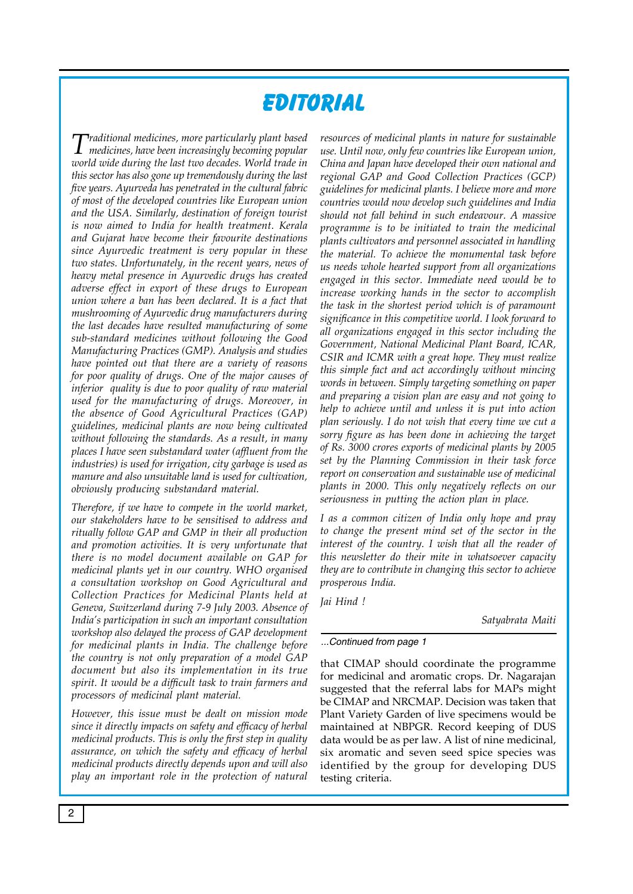# EDITORIAL

*Traditional medicines, more particularly plant based medicines, have been increasingly becoming popular world wide during the last two decades. World trade in this sector has also gone up tremendously during the last five years. Ayurveda has penetrated in the cultural fabric of most of the developed countries like European union and the USA. Similarly, destination of foreign tourist is now aimed to India for health treatment. Kerala and Gujarat have become their favourite destinations since Ayurvedic treatment is very popular in these two states. Unfortunately, in the recent years, news of heavy metal presence in Ayurvedic drugs has created adverse effect in export of these drugs to European union where a ban has been declared. It is a fact that mushrooming of Ayurvedic drug manufacturers during the last decades have resulted manufacturing of some sub-standard medicines without following the Good Manufacturing Practices (GMP). Analysis and studies have pointed out that there are a variety of reasons for poor quality of drugs. One of the major causes of inferior quality is due to poor quality of raw material used for the manufacturing of drugs. Moreover, in the absence of Good Agricultural Practices (GAP) guidelines, medicinal plants are now being cultivated without following the standards. As a result, in many places I have seen substandard water (affluent from the industries) is used for irrigation, city garbage is used as manure and also unsuitable land is used for cultivation, obviously producing substandard material.*

*Therefore, if we have to compete in the world market, our stakeholders have to be sensitised to address and ritually follow GAP and GMP in their all production and promotion activities. It is very unfortunate that there is no model document available on GAP for medicinal plants yet in our country. WHO organised a consultation workshop on Good Agricultural and Collection Practices for Medicinal Plants held at Geneva, Switzerland during 7-9 July 2003. Absence of India's participation in such an important consultation workshop also delayed the process of GAP development for medicinal plants in India. The challenge before the country is not only preparation of a model GAP document but also its implementation in its true spirit. It would be a difficult task to train farmers and processors of medicinal plant material.*

*However, this issue must be dealt on mission mode since it directly impacts on safety and efficacy of herbal medicinal products. This is only the first step in quality assurance, on which the safety and efficacy of herbal medicinal products directly depends upon and will also play an important role in the protection of natural resources of medicinal plants in nature for sustainable use. Until now, only few countries like European union, China and Japan have developed their own national and regional GAP and Good Collection Practices (GCP) guidelines for medicinal plants. I believe more and more countries would now develop such guidelines and India should not fall behind in such endeavour. A massive programme is to be initiated to train the medicinal plants cultivators and personnel associated in handling the material. To achieve the monumental task before us needs whole hearted support from all organizations engaged in this sector. Immediate need would be to increase working hands in the sector to accomplish the task in the shortest period which is of paramount significance in this competitive world. I look forward to all organizations engaged in this sector including the Government, National Medicinal Plant Board, ICAR, CSIR and ICMR with a great hope. They must realize this simple fact and act accordingly without mincing words in between. Simply targeting something on paper and preparing a vision plan are easy and not going to help to achieve until and unless it is put into action plan seriously. I do not wish that every time we cut a sorry figure as has been done in achieving the target of Rs. 3000 crores exports of medicinal plants by 2005 set by the Planning Commission in their task force report on conservation and sustainable use of medicinal plants in 2000. This only negatively reflects on our seriousness in putting the action plan in place.*

*I as a common citizen of India only hope and pray to change the present mind set of the sector in the interest of the country. I wish that all the reader of this newsletter do their mite in whatsoever capacity they are to contribute in changing this sector to achieve prosperous India.*

*Jai Hind !*

*Satyabrata Maiti*

---

*...Continued from page 1*

that CIMAP should coordinate the programme for medicinal and aromatic crops. Dr. Nagarajan suggested that the referral labs for MAPs might be CIMAP and NRCMAP. Decision was taken that Plant Variety Garden of live specimens would be maintained at NBPGR. Record keeping of DUS data would be as per law. A list of nine medicinal, six aromatic and seven seed spice species was identified by the group for developing DUS testing criteria.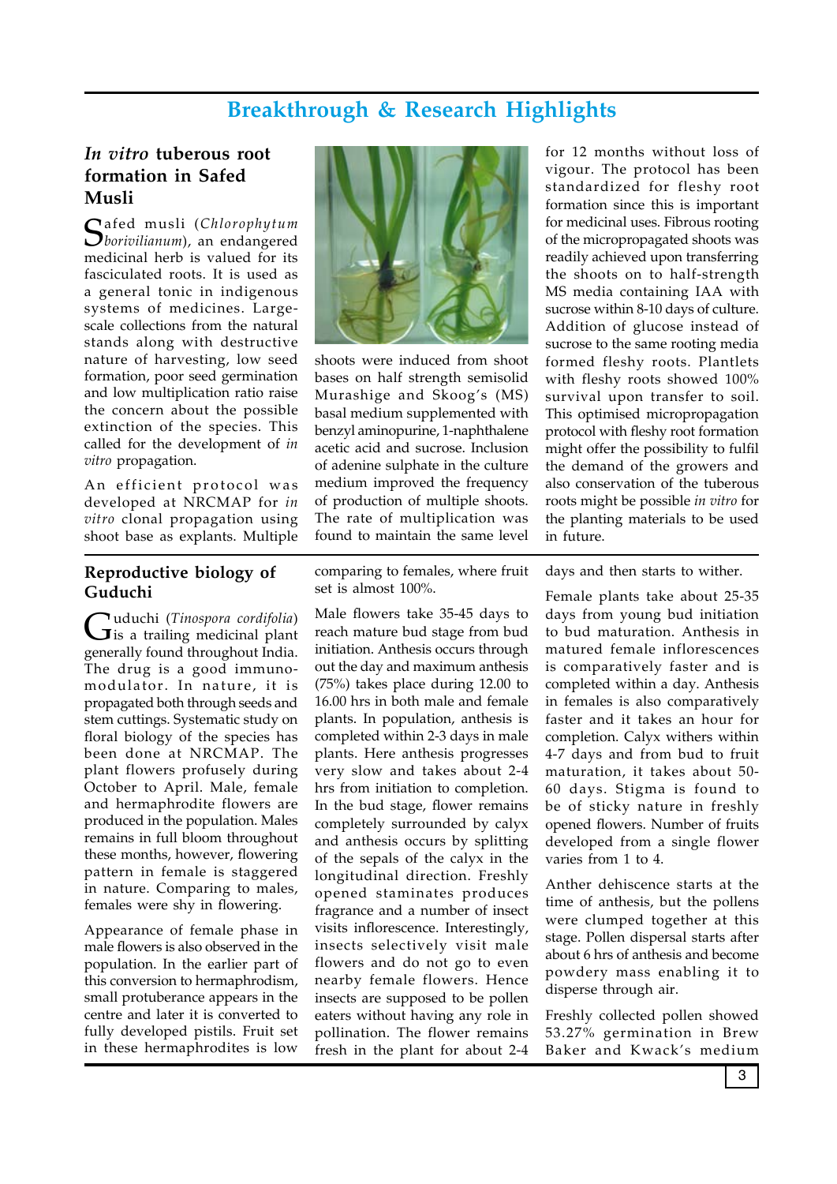# Breakthrough & Research Highlights

## *In vitro* tuberous root formation in Safed Musli

Safed musli (*Chlorophytum borivilianum*), an endangered medicinal herb is valued for its fasciculated roots. It is used as a general tonic in indigenous systems of medicines. Large-scale collections from the natural stands along with destructive nature of harvesting, low seed formation, poor seed germination and low multiplication ratio raise the concern about the possible extinction of the species. This called for the development of *in vitro* propagation.

An efficient protocol was developed at NRCMAP for *in vitro* clonal propagation using shoot base as explants. Multiple shoots were induced from shoot bases on half strength semisolid Murashige and Skoog's (MS) basal medium supplemented with benzyl aminopurine, 1-naphthalene acetic acid and sucrose. Inclusion of adenine sulphate in the culture medium improved the frequency of production of multiple shoots. The rate of multiplication was found to maintain the same level for 12 months without loss of vigour. The protocol has been standardized for fleshy root formation since this is important for medicinal uses. Fibrous rooting of the micropropagated shoots was readily achieved upon transferring the shoots on to half-strength MS media containing IAA with sucrose within 8-10 days of culture. Addition of glucose instead of sucrose to the same rooting media formed fleshy roots. Plantlets with fleshy roots showed 100% survival upon transfer to soil. This optimised micropropagation protocol with fleshy root formation might offer the possibility to fulfil the demand of the growers and also conservation of the tuberous roots might be possible *in vitro* for the planting materials to be used in future.

## Reproductive biology of Guduchi

Guduchi (*Tinospora cordifolia*) is a trailing medicinal plant generally found throughout India. The drug is a good immuno-modulator. In nature, it is propagated both through seeds and stem cuttings. Systematic study on floral biology of the species has been done at NRCMAP. The plant flowers profusely during October to April. Male, female and hermaphrodite flowers are produced in the population. Males remains in full bloom throughout these months, however, flowering pattern in female is staggered in nature. Comparing to males, females were shy in flowering.

Appearance of female phase in male flowers is also observed in the population. In the earlier part of this conversion to hermaphrodism, small protuberance appears in the centre and later it is converted to fully developed pistils. Fruit set in these hermaphrodites is low comparing to females, where fruit set is almost 100%.

Male flowers take 35-45 days to reach mature bud stage from bud initiation. Anthesis occurs through out the day and maximum anthesis (75%) takes place during 12.00 to 16.00 hrs in both male and female plants. In population, anthesis is completed within 2-3 days in male plants. Here anthesis progresses very slow and takes about 2-4 hrs from initiation to completion. In the bud stage, flower remains completely surrounded by calyx and anthesis occurs by splitting of the sepals of the calyx in the longitudinal direction. Freshly opened staminates produces fragrance and a number of insect visits inflorescence. Interestingly, insects selectively visit male flowers and do not go to even nearby female flowers. Hence insects are supposed to be pollen eaters without having any role in pollination. The flower remains fresh in the plant for about 2-4 days and then starts to wither.

Female plants take about 25-35 days from young bud initiation to bud maturation. Anthesis in matured female inflorescences is comparatively faster and is completed within a day. Anthesis in females is also comparatively faster and it takes an hour for completion. Calyx withers within 4-7 days and from bud to fruit maturation, it takes about 50-60 days. Stigma is found to be of sticky nature in freshly opened flowers. Number of fruits developed from a single flower varies from 1 to 4.

Anther dehiscence starts at the time of anthesis, but the pollens were clumped together at this stage. Pollen dispersal starts after about 6 hrs of anthesis and become powdery mass enabling it to disperse through air.

Freshly collected pollen showed 53.27% germination in Brew Baker and Kwack's medium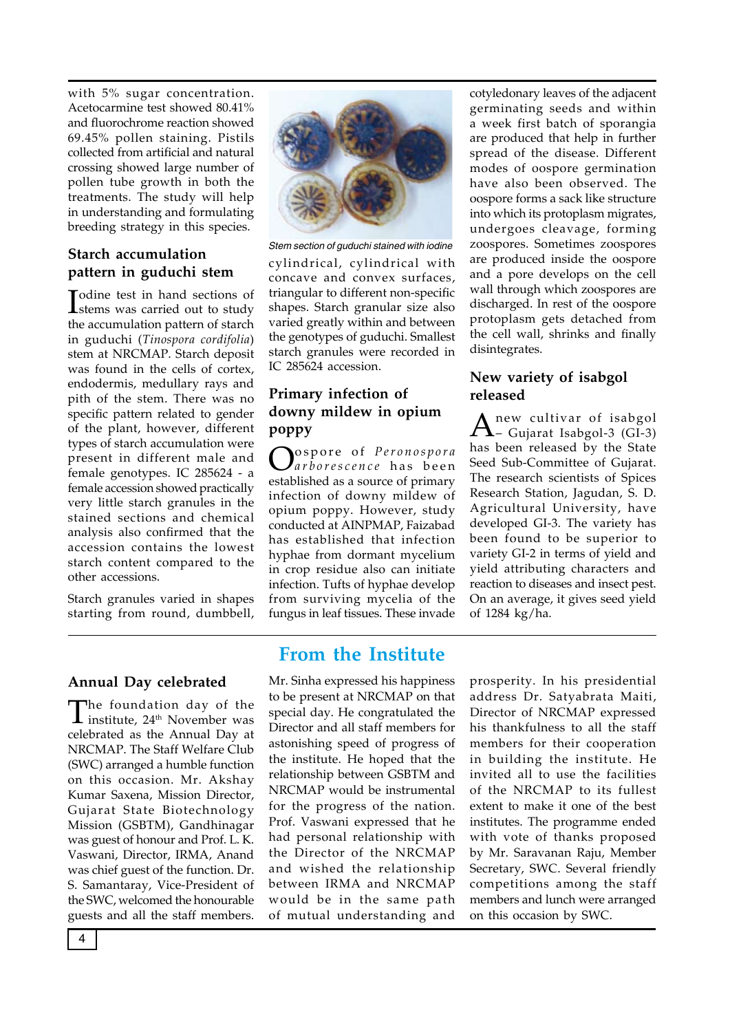with 5% sugar concentration. Acetocarmine test showed 80.41% and fluorochrome reaction showed 69.45% pollen staining. Pistils collected from artificial and natural crossing showed large number of pollen tube growth in both the treatments. The study will help in understanding and formulating breeding strategy in this species.

### Starch accumulation pattern in guduchi stem

Iodine test in hand sections of stems was carried out to study the accumulation pattern of starch in guduchi (*Tinospora cordifolia*) stem at NRCMAP. Starch deposit was found in the cells of cortex, endodermis, medullary rays and pith of the stem. There was no specific pattern related to gender of the plant, however, different types of starch accumulation were present in different male and female genotypes. IC 285624 - a female accession showed practically very little starch granules in the stained sections and chemical analysis also confirmed that the accession contains the lowest starch content compared to the other accessions.

Starch granules varied in shapes starting from round, dumbbell, cylindrical, cylindrical with concave and convex surfaces, triangular to different non-specific shapes. Starch granular size also varied greatly within and between the genotypes of guduchi. Smallest starch granules were recorded in IC 285624 accession.

*Stem section of guduchi stained with iodine*

### Primary infection of downy mildew in opium poppy

Oospore of *Peronospora arborescence* has been established as a source of primary infection of downy mildew of opium poppy. However, study conducted at AINPMAP, Faizabad has established that infection hyphae from dormant mycelium in crop residue also can initiate infection. Tufts of hyphae develop from surviving mycelia of the fungus in leaf tissues. These invade cotyledonary leaves of the adjacent germinating seeds and within a week first batch of sporangia are produced that help in further spread of the disease. Different modes of oospore germination have also been observed. The oospore forms a sack like structure into which its protoplasm migrates, undergoes cleavage, forming zoospores. Sometimes zoospores are produced inside the oospore and a pore develops on the cell wall through which zoospores are discharged. In rest of the oospore protoplasm gets detached from the cell wall, shrinks and finally disintegrates.

### New variety of isabgol released

A new cultivar of isabgol – Gujarat Isabgol-3 (GI-3) has been released by the State Seed Sub-Committee of Gujarat. The research scientists of Spices Research Station, Jagudan, S. D. Agricultural University, have developed GI-3. The variety has been found to be superior to variety GI-2 in terms of yield and yield attributing characters and reaction to diseases and insect pest. On an average, it gives seed yield of 1284 kg/ha.

## From the Institute

### Annual Day celebrated

The foundation day of the institute, 24th November was celebrated as the Annual Day at NRCMAP. The Staff Welfare Club (SWC) arranged a humble function on this occasion. Mr. Akshay Kumar Saxena, Mission Director, Gujarat State Biotechnology Mission (GSBTM), Gandhinagar was guest of honour and Prof. L. K. Vaswani, Director, IRMA, Anand was chief guest of the function. Dr. S. Samantaray, Vice-President of the SWC, welcomed the honourable guests and all the staff members. Mr. Sinha expressed his happiness to be present at NRCMAP on that special day. He congratulated the Director and all staff members for astonishing speed of progress of the institute. He hoped that the relationship between GSBTM and NRCMAP would be instrumental for the progress of the nation. Prof. Vaswani expressed that he had personal relationship with the Director of the NRCMAP and wished the relationship between IRMA and NRCMAP would be in the same path of mutual understanding and prosperity. In his presidential address Dr. Satyabrata Maiti, Director of NRCMAP expressed his thankfulness to all the staff members for their cooperation in building the institute. He invited all to use the facilities of the NRCMAP to its fullest extent to make it one of the best institutes. The programme ended with vote of thanks proposed by Mr. Saravanan Raju, Member Secretary, SWC. Several friendly competitions among the staff members and lunch were arranged on this occasion by SWC.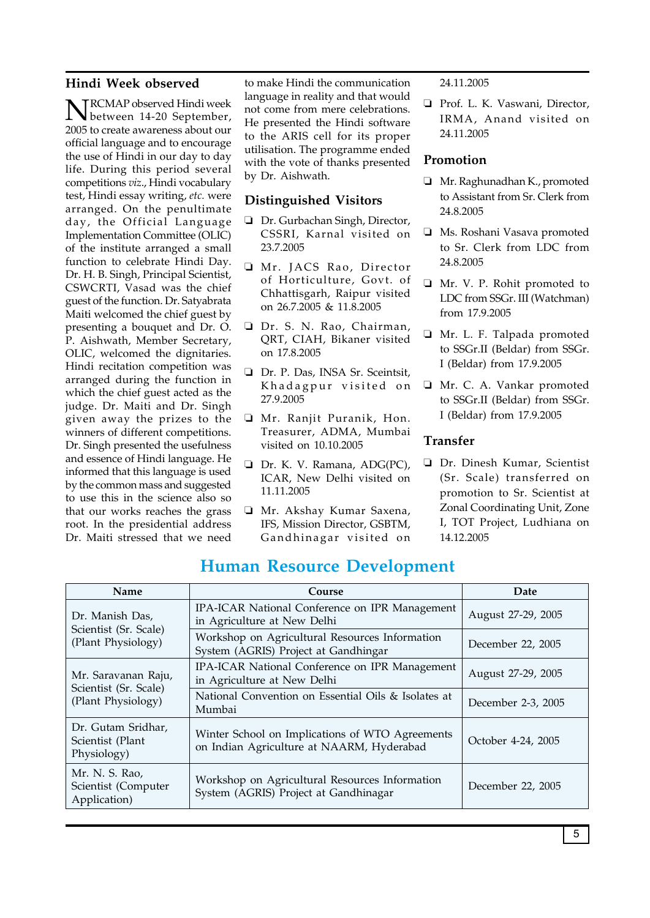## Hindi Week observed

NRCMAP observed Hindi week between 14-20 September, 2005 to create awareness about our official language and to encourage the use of Hindi in our day to day life. During this period several competitions *viz*., Hindi vocabulary test, Hindi essay writing, *etc.* were arranged. On the penultimate day, the Official Language Implementation Committee (OLIC) of the institute arranged a small function to celebrate Hindi Day. Dr. H. B. Singh, Principal Scientist, CSWCRTI, Vasad was the chief guest of the function. Dr. Satyabrata Maiti welcomed the chief guest by presenting a bouquet and Dr. O. P. Aishwath, Member Secretary, OLIC, welcomed the dignitaries. Hindi recitation competition was arranged during the function in which the chief guest acted as the judge. Dr. Maiti and Dr. Singh given away the prizes to the winners of different competitions. Dr. Singh presented the usefulness and essence of Hindi language. He informed that this language is used by the common mass and suggested to use this in the science also so that our works reaches the grass root. In the presidential address Dr. Maiti stressed that we need to make Hindi the communication language in reality and that would not come from mere celebrations. He presented the Hindi software to the ARIS cell for its proper utilisation. The programme ended with the vote of thanks presented by Dr. Aishwath.

## Distinguished Visitors

- Dr. Gurbachan Singh, Director, CSSRI, Karnal visited on 23.7.2005
- Mr. JACS Rao, Director of Horticulture, Govt. of Chhattisgarh, Raipur visited on 26.7.2005 & 11.8.2005
- Dr. S. N. Rao, Chairman, QRT, CIAH, Bikaner visited on 17.8.2005
- Dr. P. Das, INSA Sr. Sceintsit, Khadagpur visited on 27.9.2005
- Mr. Ranjit Puranik, Hon. Treasurer, ADMA, Mumbai visited on 10.10.2005
- Dr. K. V. Ramana, ADG(PC), ICAR, New Delhi visited on 11.11.2005
- Mr. Akshay Kumar Saxena, IFS, Mission Director, GSBTM, Gandhinagar visited on 24.11.2005
- Prof. L. K. Vaswani, Director, IRMA, Anand visited on 24.11.2005

## Promotion

- Mr. Raghunadhan K., promoted to Assistant from Sr. Clerk from 24.8.2005
- Ms. Roshani Vasava promoted to Sr. Clerk from LDC from 24.8.2005
- Mr. V. P. Rohit promoted to LDC from SSGr. III (Watchman) from 17.9.2005
- Mr. L. F. Talpada promoted to SSGr.II (Beldar) from SSGr. I (Beldar) from 17.9.2005
- Mr. C. A. Vankar promoted to SSGr.II (Beldar) from SSGr. I (Beldar) from 17.9.2005

## Transfer

- Dr. Dinesh Kumar, Scientist (Sr. Scale) transferred on promotion to Sr. Scientist at Zonal Coordinating Unit, Zone I, TOT Project, Ludhiana on 14.12.2005

# Human Resource Development

| Name | Course | Date |
|---|---|---|
| Dr. Manish Das, Scientist (Sr. Scale) (Plant Physiology) | IPA-ICAR National Conference on IPR Management in Agriculture at New Delhi | August 27-29, 2005 |
| | Workshop on Agricultural Resources Information System (AGRIS) Project at Gandhingar | December 22, 2005 |
| Mr. Saravanan Raju, Scientist (Sr. Scale) (Plant Physiology) | IPA-ICAR National Conference on IPR Management in Agriculture at New Delhi | August 27-29, 2005 |
| | National Convention on Essential Oils & Isolates at Mumbai | December 2-3, 2005 |
| Dr. Gutam Sridhar, Scientist (Plant Physiology) | Winter School on Implications of WTO Agreements on Indian Agriculture at NAARM, Hyderabad | October 4-24, 2005 |
| Mr. N. S. Rao, Scientist (Computer Application) | Workshop on Agricultural Resources Information System (AGRIS) Project at Gandhinagar | December 22, 2005 |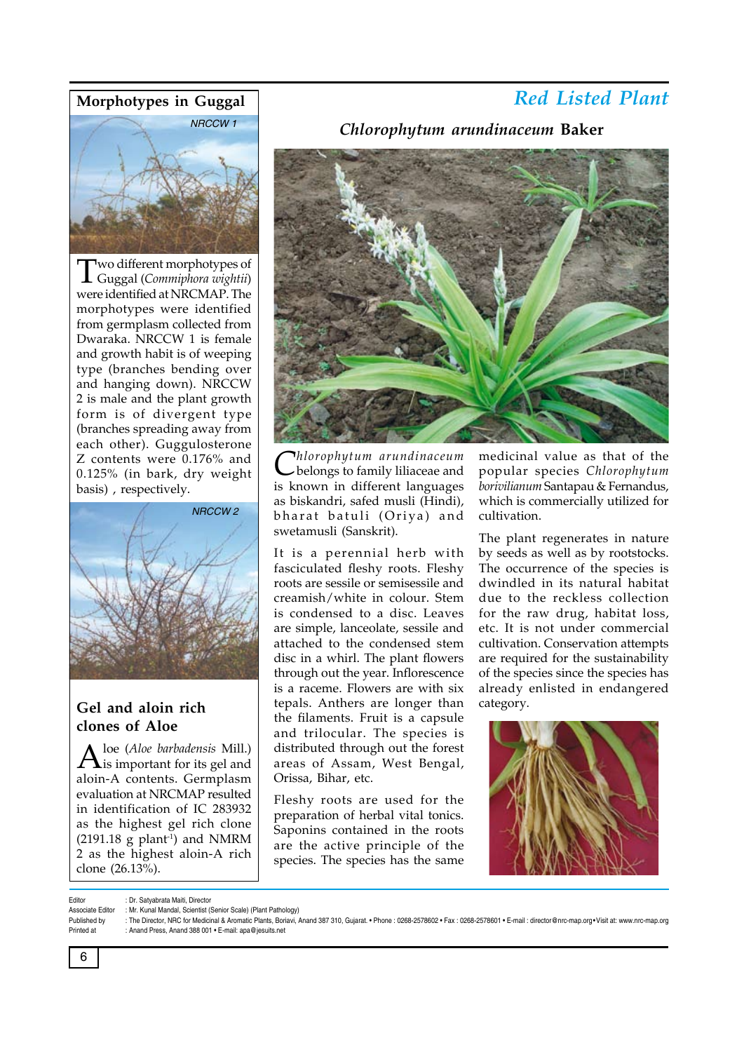## Morphotypes in Guggal

NRCCW 1

Two different morphotypes of Guggal (*Commiphora wightii*) were identified at NRCMAP. The morphotypes were identified from germplasm collected from Dwaraka. NRCCW 1 is female and growth habit is of weeping type (branches bending over and hanging down). NRCCW 2 is male and the plant growth form is of divergent type (branches spreading away from each other). Guggulosterone Z contents were 0.176% and 0.125% (in bark, dry weight basis) , respectively.

NRCCW 2

## Gel and aloin rich clones of Aloe

Aloe (*Aloe barbadensis* Mill.) is important for its gel and aloin-A contents. Germplasm evaluation at NRCMAP resulted in identification of IC 283932 as the highest gel rich clone (2191.18 g plant$^{-1}$) and NMRM 2 as the highest aloin-A rich clone (26.13%).

## Red Listed Plant

### *Chlorophytum arundinaceum* Baker

*Chlorophytum arundinaceum* belongs to family liliaceae and is known in different languages as biskandri, safed musli (Hindi), bharat batuli (Oriya) and swetamusli (Sanskrit).

It is a perennial herb with fasciculated fleshy roots. Fleshy roots are sessile or semisessile and creamish/white in colour. Stem is condensed to a disc. Leaves are simple, lanceolate, sessile and attached to the condensed stem disc in a whirl. The plant flowers through out the year. Inflorescence is a raceme. Flowers are with six tepals. Anthers are longer than the filaments. Fruit is a capsule and trilocular. The species is distributed through out the forest areas of Assam, West Bengal, Orissa, Bihar, etc.

Fleshy roots are used for the preparation of herbal vital tonics. Saponins contained in the roots are the active principle of the species. The species has the same medicinal value as that of the popular species *Chlorophytum borivilianum* Santapau & Fernandus, which is commercially utilized for cultivation.

The plant regenerates in nature by seeds as well as by rootstocks. The occurrence of the species is dwindled in its natural habitat due to the reckless collection for the raw drug, habitat loss, etc. It is not under commercial cultivation. Conservation attempts are required for the sustainability of the species since the species has already enlisted in endangered category.

Editor : Dr. Satyabrata Maiti, Director
Associate Editor : Mr. Kunal Mandal, Scientist (Senior Scale) (Plant Pathology)
Published by : The Director, NRC for Medicinal & Aromatic Plants, Boriavi, Anand 387 310, Gujarat. • Phone : 0268-2578602 • Fax : 0268-2578601 • E-mail : director@nrc-map.org • Visit at: www.nrc-map.org
Printed at : Anand Press, Anand 388 001 • E-mail: apa@jesuits.net